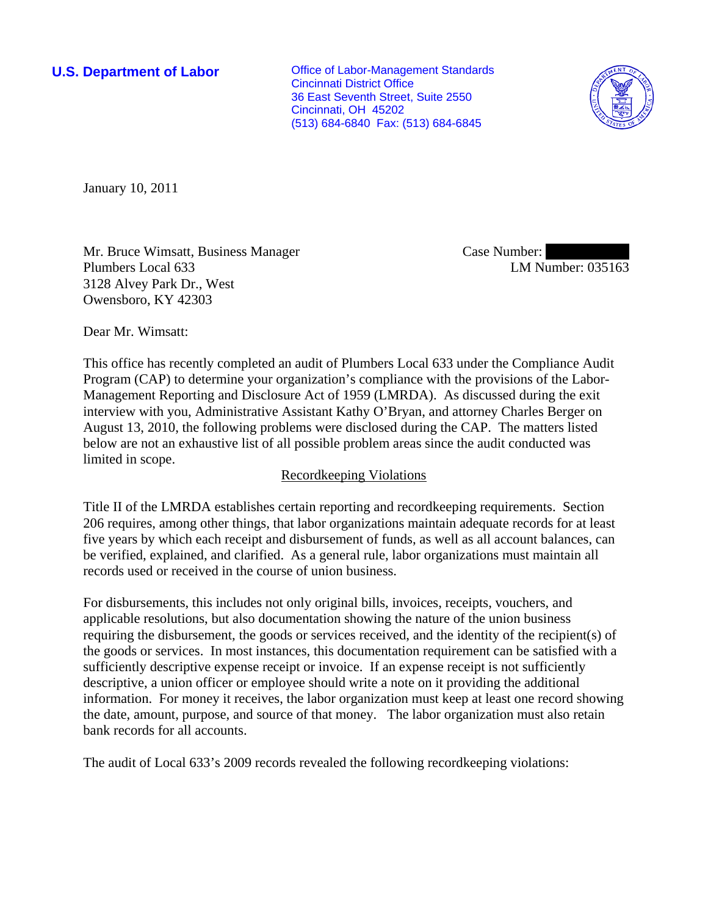**U.S. Department of Labor**

Office of Labor-Management Standards
Cincinnati District Office
36 East Seventh Street, Suite 2550
Cincinnati, OH 45202
(513) 684-6840 Fax: (513) 684-6845

January 10, 2011

Mr. Bruce Wimsatt, Business Manager
Plumbers Local 633
3128 Alvey Park Dr., West
Owensboro, KY 42303

Case Number:
LM Number: 035163

Dear Mr. Wimsatt:

This office has recently completed an audit of Plumbers Local 633 under the Compliance Audit Program (CAP) to determine your organization's compliance with the provisions of the Labor-Management Reporting and Disclosure Act of 1959 (LMRDA). As discussed during the exit interview with you, Administrative Assistant Kathy O'Bryan, and attorney Charles Berger on August 13, 2010, the following problems were disclosed during the CAP. The matters listed below are not an exhaustive list of all possible problem areas since the audit conducted was limited in scope.

## Recordkeeping Violations

Title II of the LMRDA establishes certain reporting and recordkeeping requirements. Section 206 requires, among other things, that labor organizations maintain adequate records for at least five years by which each receipt and disbursement of funds, as well as all account balances, can be verified, explained, and clarified. As a general rule, labor organizations must maintain all records used or received in the course of union business.

For disbursements, this includes not only original bills, invoices, receipts, vouchers, and applicable resolutions, but also documentation showing the nature of the union business requiring the disbursement, the goods or services received, and the identity of the recipient(s) of the goods or services. In most instances, this documentation requirement can be satisfied with a sufficiently descriptive expense receipt or invoice. If an expense receipt is not sufficiently descriptive, a union officer or employee should write a note on it providing the additional information. For money it receives, the labor organization must keep at least one record showing the date, amount, purpose, and source of that money. The labor organization must also retain bank records for all accounts.

The audit of Local 633's 2009 records revealed the following recordkeeping violations: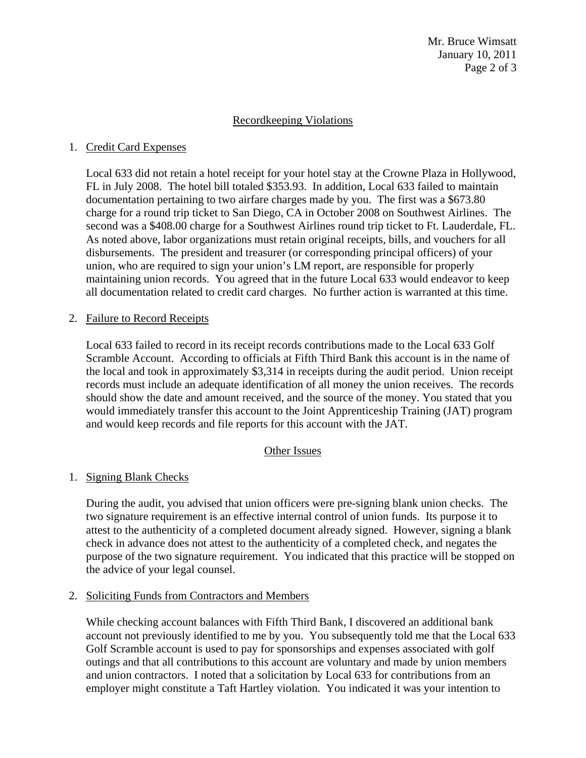## Recordkeeping Violations

1. Credit Card Expenses

   Local 633 did not retain a hotel receipt for your hotel stay at the Crowne Plaza in Hollywood, FL in July 2008. The hotel bill totaled $353.93. In addition, Local 633 failed to maintain documentation pertaining to two airfare charges made by you. The first was a $673.80 charge for a round trip ticket to San Diego, CA in October 2008 on Southwest Airlines. The second was a $408.00 charge for a Southwest Airlines round trip ticket to Ft. Lauderdale, FL. As noted above, labor organizations must retain original receipts, bills, and vouchers for all disbursements. The president and treasurer (or corresponding principal officers) of your union, who are required to sign your union's LM report, are responsible for properly maintaining union records. You agreed that in the future Local 633 would endeavor to keep all documentation related to credit card charges. No further action is warranted at this time.

2. Failure to Record Receipts

   Local 633 failed to record in its receipt records contributions made to the Local 633 Golf Scramble Account. According to officials at Fifth Third Bank this account is in the name of the local and took in approximately $3,314 in receipts during the audit period. Union receipt records must include an adequate identification of all money the union receives. The records should show the date and amount received, and the source of the money. You stated that you would immediately transfer this account to the Joint Apprenticeship Training (JAT) program and would keep records and file reports for this account with the JAT.

## Other Issues

1. Signing Blank Checks

   During the audit, you advised that union officers were pre-signing blank union checks. The two signature requirement is an effective internal control of union funds. Its purpose it to attest to the authenticity of a completed document already signed. However, signing a blank check in advance does not attest to the authenticity of a completed check, and negates the purpose of the two signature requirement. You indicated that this practice will be stopped on the advice of your legal counsel.

2. Soliciting Funds from Contractors and Members

   While checking account balances with Fifth Third Bank, I discovered an additional bank account not previously identified to me by you. You subsequently told me that the Local 633 Golf Scramble account is used to pay for sponsorships and expenses associated with golf outings and that all contributions to this account are voluntary and made by union members and union contractors. I noted that a solicitation by Local 633 for contributions from an employer might constitute a Taft Hartley violation. You indicated it was your intention to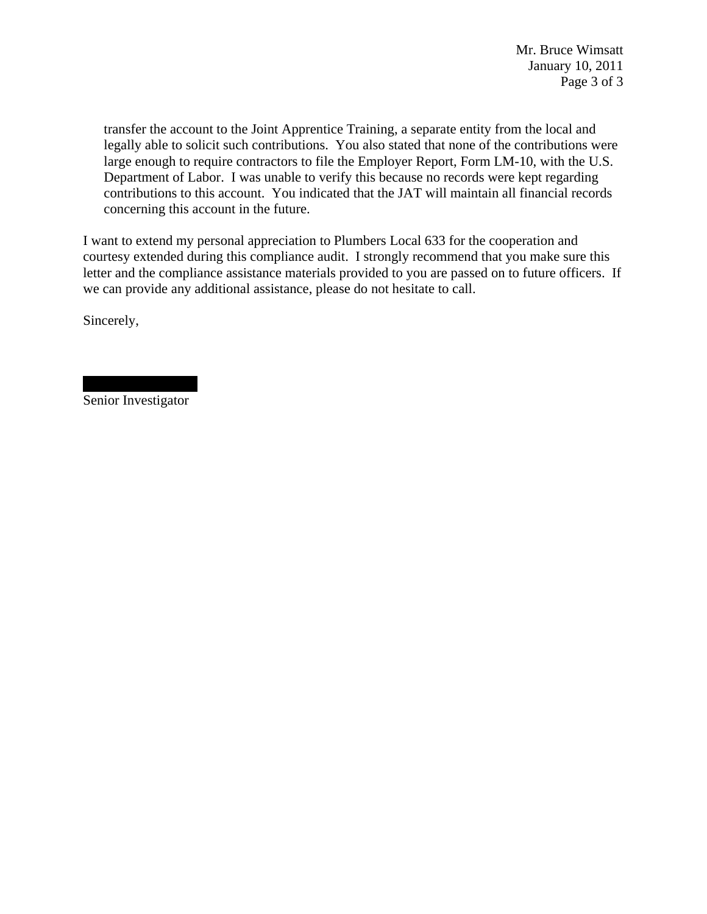transfer the account to the Joint Apprentice Training, a separate entity from the local and legally able to solicit such contributions. You also stated that none of the contributions were large enough to require contractors to file the Employer Report, Form LM-10, with the U.S. Department of Labor. I was unable to verify this because no records were kept regarding contributions to this account. You indicated that the JAT will maintain all financial records concerning this account in the future.

I want to extend my personal appreciation to Plumbers Local 633 for the cooperation and courtesy extended during this compliance audit. I strongly recommend that you make sure this letter and the compliance assistance materials provided to you are passed on to future officers. If we can provide any additional assistance, please do not hesitate to call.

Sincerely,

Senior Investigator